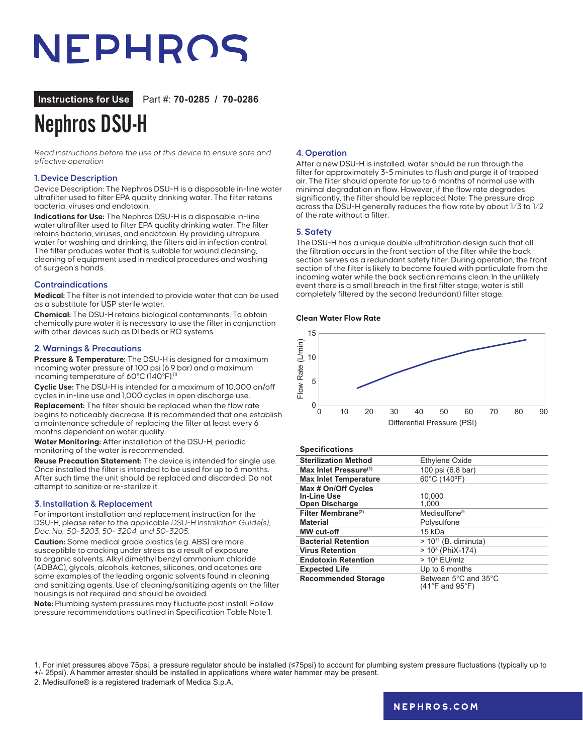# NEPHROS

**Instructions for Use** Part #: **70-0285 / 70-0286**

# Nephros DSU-H

*Read instructions before the use of this device to ensure safe and effective operation*

## 1. Device Description

Device Description: The Nephros DSU-H is a disposable in-line water ultrafilter used to filter EPA quality drinking water. The filter retains bacteria, viruses and endotoxin.

**Indications for Use:** The Nephros DSU-H is a disposable in-line water ultrafilter used to filter EPA quality drinking water. The filter retains bacteria, viruses, and endotoxin. By providing ultrapure water for washing and drinking, the filters aid in infection control. The filter produces water that is suitable for wound cleansing, cleaning of equipment used in medical procedures and washing of surgeon's hands.

## Contraindications

**Medical:** The filter is not intended to provide water that can be used as a substitute for USP sterile water.

**Chemical:** The DSU-H retains biological contaminants. To obtain chemically pure water it is necessary to use the filter in conjunction with other devices such as DI beds or RO systems.

## 2. Warnings & Precautions

**Pressure & Temperature:** The DSU-H is designed for a maximum incoming water pressure of 100 psi (6.9 bar) and a maximum incoming temperature of 60°C (140°F).[1]

**Cyclic Use:** The DSU-H is intended for a maximum of 10,000 on/off cycles in in-line use and 1,000 cycles in open discharge use.

**Replacement:** The filter should be replaced when the flow rate begins to noticeably decrease. It is recommended that one establish a maintenance schedule of replacing the filter at least every 6 months dependent on water quality.

**Water Monitoring:** After installation of the DSU-H, periodic monitoring of the water is recommended.

**Reuse Precaution Statement:** The device is intended for single use. Once installed the filter is intended to be used for up to 6 months. After such time the unit should be replaced and discarded. Do not attempt to sanitize or re-sterilize it.

## 3. Installation & Replacement

For important installation and replacement instruction for the DSU-H, please refer to the applicable *DSU-H Installation Guide(s), Doc. No.: 50-3203, 50- 3204, and 50-3205.*

**Caution:** Some medical grade plastics (e.g. ABS) are more susceptible to cracking under stress as a result of exposure to organic solvents. Alkyl dimethyl benzyl ammonium chloride (ADBAC), glycols, alcohols, ketones, silicones, and acetones are some examples of the leading organic solvents found in cleaning and sanitizing agents. Use of cleaning/sanitizing agents on the filter housings is not required and should be avoided.

**Note:** Plumbing system pressures may fluctuate post install. Follow pressure recommendations outlined in Specification Table Note 1.

## 4. Operation

After a new DSU-H is installed, water should be run through the filter for approximately 3-5 minutes to flush and purge it of trapped air. The filter should operate for up to 6 months of normal use with minimal degradation in flow. However, if the flow rate degrades significantly, the filter should be replaced. Note: The pressure drop across the DSU-H generally reduces the flow rate by about 1/3 to 1/2 of the rate without a filter.

## 5. Safety

The DSU-H has a unique double ultrafiltration design such that all the filtration occurs in the front section of the filter while the back section serves as a redundant safety filter. During operation, the front section of the filter is likely to become fouled with particulate from the incoming water while the back section remains clean. In the unlikely event there is a small breach in the first filter stage, water is still completely filtered by the second (redundant) filter stage.

**Clean Water Flow Rate**

Flow Rate (L/min) vs. Differential Pressure (PSI)

**Specifications**

| | |
|---|---|
| **Sterilization Method** | Ethylene Oxide |
| **Max Inlet Pressure[1]** | 100 psi (6.8 bar) |
| **Max Inlet Temperature** | 60°C (140°F) |
| **Max # On/Off Cycles** **In-Line Use** **Open Discharge** | 10,000 1,000 |
| **Filter Membrane[2]** | Medisulfone® |
| **Material** | Polysulfone |
| **MW cut-off** | 15 kDa |
| **Bacterial Retention** | > $10^{11}$ (B. diminuta) |
| **Virus Retention** | > $10^{8}$ (PhiX-174) |
| **Endotoxin Retention** | > $10^{5}$ EU/mlz |
| **Expected Life** | Up to 6 months |
| **Recommended Storage** | Between 5°C and 35°C (41°F and 95°F) |

1. For inlet pressures above 75psi, a pressure regulator should be installed (≤75psi) to account for plumbing system pressure fluctuations (typically up to +/- 25psi). A hammer arrester should be installed in applications where water hammer may be present.
2. Medisulfone® is a registered trademark of Medica S.p.A.

NEPHROS.COM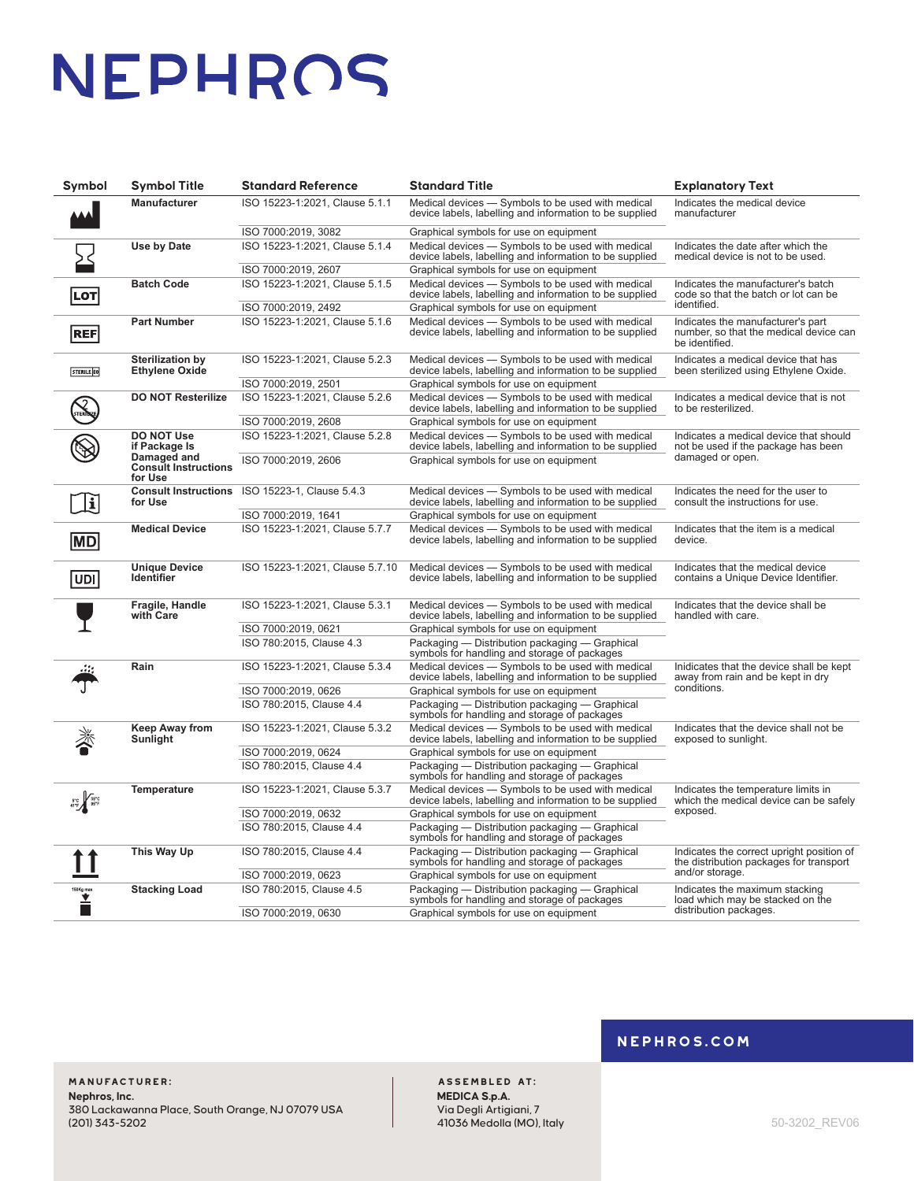# NEPHROS

| Symbol | Symbol Title | Standard Reference | Standard Title | Explanatory Text |
|---|---|---|---|---|
| | **Manufacturer** | ISO 15223-1:2021, Clause 5.1.1 | Medical devices — Symbols to be used with medical device labels, labelling and information to be supplied | Indicates the medical device manufacturer |
| | | ISO 7000:2019, 3082 | Graphical symbols for use on equipment | |
| | **Use by Date** | ISO 15223-1:2021, Clause 5.1.4 | Medical devices — Symbols to be used with medical device labels, labelling and information to be supplied | Indicates the date after which the medical device is not to be used. |
| | | ISO 7000:2019, 2607 | Graphical symbols for use on equipment | |
| LOT | **Batch Code** | ISO 15223-1:2021, Clause 5.1.5 | Medical devices — Symbols to be used with medical device labels, labelling and information to be supplied | Indicates the manufacturer's batch code so that the batch or lot can be identified. |
| | | ISO 7000:2019, 2492 | Graphical symbols for use on equipment | |
| REF | **Part Number** | ISO 15223-1:2021, Clause 5.1.6 | Medical devices — Symbols to be used with medical device labels, labelling and information to be supplied | Indicates the manufacturer's part number, so that the medical device can be identified. |
| STERILE EO | **Sterilization by Ethylene Oxide** | ISO 15223-1:2021, Clause 5.2.3 | Medical devices — Symbols to be used with medical device labels, labelling and information to be supplied | Indicates a medical device that has been sterilized using Ethylene Oxide. |
| | | ISO 7000:2019, 2501 | Graphical symbols for use on equipment | |
| STERILIZE | **DO NOT Resterilize** | ISO 15223-1:2021, Clause 5.2.6 | Medical devices — Symbols to be used with medical device labels, labelling and information to be supplied | Indicates a medical device that is not to be resterilized. |
| | | ISO 7000:2019, 2608 | Graphical symbols for use on equipment | |
| | **DO NOT Use if Package Is Damaged and Consult Instructions for Use** | ISO 15223-1:2021, Clause 5.2.8 | Medical devices — Symbols to be used with medical device labels, labelling and information to be supplied | Indicates a medical device that should not be used if the package has been damaged or open. |
| | | ISO 7000:2019, 2606 | Graphical symbols for use on equipment | |
| | **Consult Instructions for Use** | ISO 15223-1, Clause 5.4.3 | Medical devices — Symbols to be used with medical device labels, labelling and information to be supplied | Indicates the need for the user to consult the instructions for use. |
| | | ISO 7000:2019, 1641 | Graphical symbols for use on equipment | |
| MD | **Medical Device** | ISO 15223-1:2021, Clause 5.7.7 | Medical devices — Symbols to be used with medical device labels, labelling and information to be supplied | Indicates that the item is a medical device. |
| UDI | **Unique Device Identifier** | ISO 15223-1:2021, Clause 5.7.10 | Medical devices — Symbols to be used with medical device labels, labelling and information to be supplied | Indicates that the medical device contains a Unique Device Identifier. |
| | **Fragile, Handle with Care** | ISO 15223-1:2021, Clause 5.3.1 | Medical devices — Symbols to be used with medical device labels, labelling and information to be supplied | Indicates that the device shall be handled with care. |
| | | ISO 7000:2019, 0621 | Graphical symbols for use on equipment | |
| | | ISO 780:2015, Clause 4.3 | Packaging — Distribution packaging — Graphical symbols for handling and storage of packages | |
| | **Rain** | ISO 15223-1:2021, Clause 5.3.4 | Medical devices — Symbols to be used with medical device labels, labelling and information to be supplied | Inidicates that the device shall be kept away from rain and be kept in dry conditions. |
| | | ISO 7000:2019, 0626 | Graphical symbols for use on equipment | |
| | | ISO 780:2015, Clause 4.4 | Packaging — Distribution packaging — Graphical symbols for handling and storage of packages | |
| | **Keep Away from Sunlight** | ISO 15223-1:2021, Clause 5.3.2 | Medical devices — Symbols to be used with medical device labels, labelling and information to be supplied | Indicates that the device shall not be exposed to sunlight. |
| | | ISO 7000:2019, 0624 | Graphical symbols for use on equipment | |
| | | ISO 780:2015, Clause 4.4 | Packaging — Distribution packaging — Graphical symbols for handling and storage of packages | |
| 5°C 41°F 35°C 95°F | **Temperature** | ISO 15223-1:2021, Clause 5.3.7 | Medical devices — Symbols to be used with medical device labels, labelling and information to be supplied | Indicates the temperature limits in which the medical device can be safely exposed. |
| | | ISO 7000:2019, 0632 | Graphical symbols for use on equipment | |
| | | ISO 780:2015, Clause 4.4 | Packaging — Distribution packaging — Graphical symbols for handling and storage of packages | |
| | **This Way Up** | ISO 780:2015, Clause 4.4 | Packaging — Distribution packaging — Graphical symbols for handling and storage of packages | Indicates the correct upright position of the distribution packages for transport and/or storage. |
| | | ISO 7000:2019, 0623 | Graphical symbols for use on equipment | |
| 150Kg max | **Stacking Load** | ISO 780:2015, Clause 4.5 | Packaging — Distribution packaging — Graphical symbols for handling and storage of packages | Indicates the maximum stacking load which may be stacked on the distribution packages. |
| | | ISO 7000:2019, 0630 | Graphical symbols for use on equipment | |

**NEPHROS.COM**

**MANUFACTURER:**
**Nephros, Inc.**
380 Lackawanna Place, South Orange, NJ 07079 USA
(201) 343-5202

**ASSEMBLED AT:**
**MEDICA S.p.A.**
Via Degli Artigiani, 7
41036 Medolla (MO), Italy

50-3202_REV06